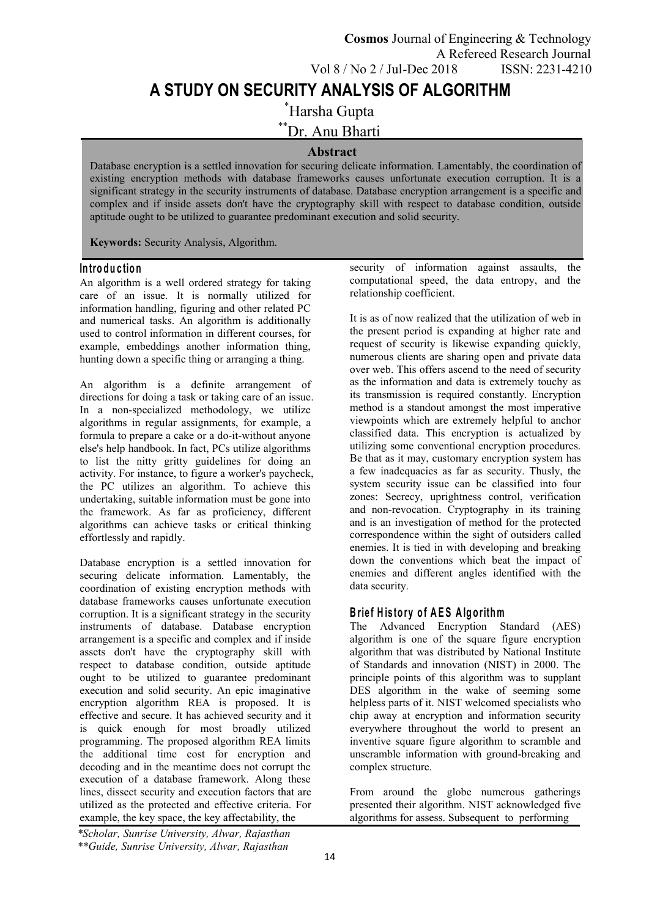# A STUDY ON SECURITY ANALYSIS OF ALGORITHM

*Harsha Gupta

**Dr. Anu Bharti

## Abstract

Database encryption is a settled innovation for securing delicate information. Lamentably, the coordination of existing encryption methods with database frameworks causes unfortunate execution corruption. It is a significant strategy in the security instruments of database. Database encryption arrangement is a specific and complex and if inside assets don't have the cryptography skill with respect to database condition, outside aptitude ought to be utilized to guarantee predominant execution and solid security.

**Keywords:** Security Analysis, Algorithm.

## Introduction

An algorithm is a well ordered strategy for taking care of an issue. It is normally utilized for information handling, figuring and other related PC and numerical tasks. An algorithm is additionally used to control information in different courses, for example, embeddings another information thing, hunting down a specific thing or arranging a thing.

An algorithm is a definite arrangement of directions for doing a task or taking care of an issue. In a non-specialized methodology, we utilize algorithms in regular assignments, for example, a formula to prepare a cake or a do-it-without anyone else's help handbook. In fact, PCs utilize algorithms to list the nitty gritty guidelines for doing an activity. For instance, to figure a worker's paycheck, the PC utilizes an algorithm. To achieve this undertaking, suitable information must be gone into the framework. As far as proficiency, different algorithms can achieve tasks or critical thinking effortlessly and rapidly.

Database encryption is a settled innovation for securing delicate information. Lamentably, the coordination of existing encryption methods with database frameworks causes unfortunate execution corruption. It is a significant strategy in the security instruments of database. Database encryption arrangement is a specific and complex and if inside assets don't have the cryptography skill with respect to database condition, outside aptitude ought to be utilized to guarantee predominant execution and solid security. An epic imaginative encryption algorithm REA is proposed. It is effective and secure. It has achieved security and it is quick enough for most broadly utilized programming. The proposed algorithm REA limits the additional time cost for encryption and decoding and in the meantime does not corrupt the execution of a database framework. Along these lines, dissect security and execution factors that are utilized as the protected and effective criteria. For example, the key space, the key affectability, the security of information against assaults, the computational speed, the data entropy, and the relationship coefficient.

It is as of now realized that the utilization of web in the present period is expanding at higher rate and request of security is likewise expanding quickly, numerous clients are sharing open and private data over web. This offers ascend to the need of security as the information and data is extremely touchy as its transmission is required constantly. Encryption method is a standout amongst the most imperative viewpoints which are extremely helpful to anchor classified data. This encryption is actualized by utilizing some conventional encryption procedures. Be that as it may, customary encryption system has a few inadequacies as far as security. Thusly, the system security issue can be classified into four zones: Secrecy, uprightness control, verification and non-revocation. Cryptography in its training and is an investigation of method for the protected correspondence within the sight of outsiders called enemies. It is tied in with developing and breaking down the conventions which beat the impact of enemies and different angles identified with the data security.

## Brief History of AES Algorithm

The Advanced Encryption Standard (AES) algorithm is one of the square figure encryption algorithm that was distributed by National Institute of Standards and innovation (NIST) in 2000. The principle points of this algorithm was to supplant DES algorithm in the wake of seeming some helpless parts of it. NIST welcomed specialists who chip away at encryption and information security everywhere throughout the world to present an inventive square figure algorithm to scramble and unscramble information with ground-breaking and complex structure.

From around the globe numerous gatherings presented their algorithm. NIST acknowledged five algorithms for assess. Subsequent to performing

*Scholar, Sunrise University, Alwar, Rajasthan

**Guide, Sunrise University, Alwar, Rajasthan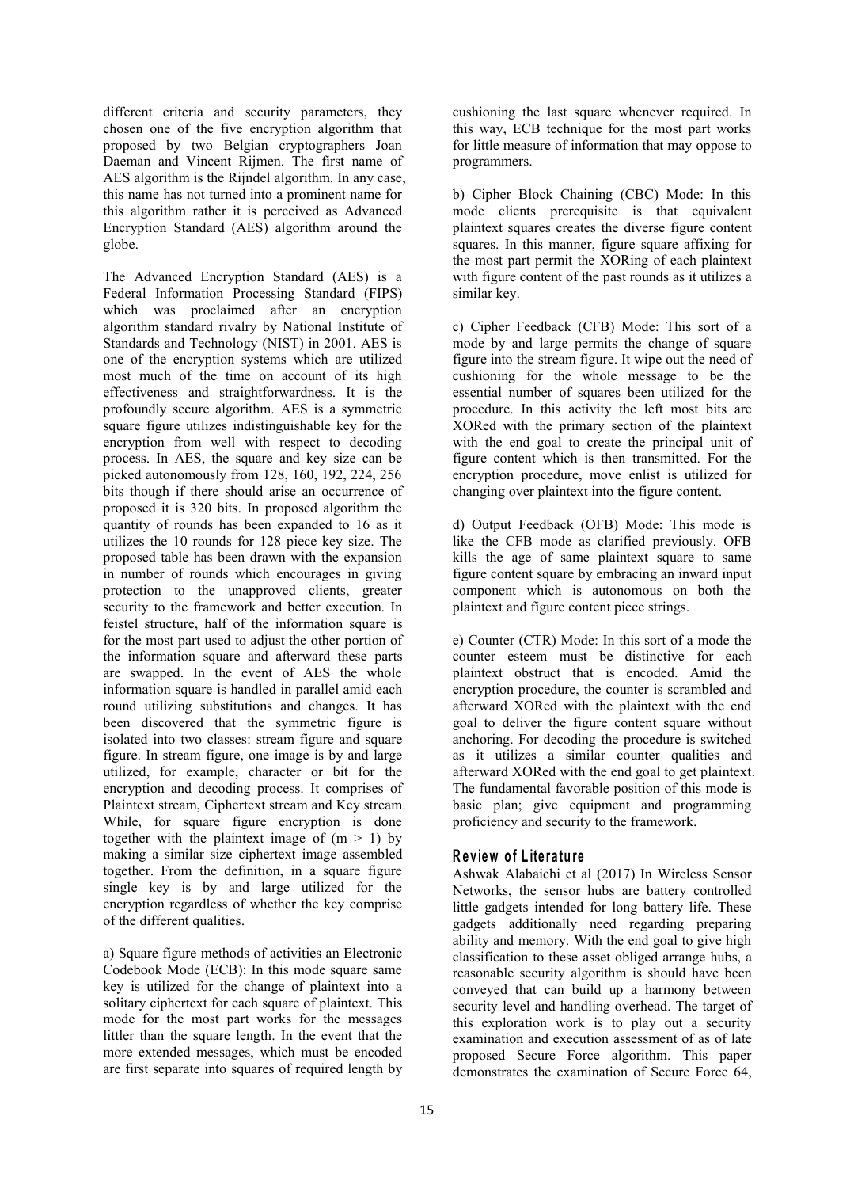different criteria and security parameters, they chosen one of the five encryption algorithm that proposed by two Belgian cryptographers Joan Daeman and Vincent Rijmen. The first name of AES algorithm is the Rijndel algorithm. In any case, this name has not turned into a prominent name for this algorithm rather it is perceived as Advanced Encryption Standard (AES) algorithm around the globe.

The Advanced Encryption Standard (AES) is a Federal Information Processing Standard (FIPS) which was proclaimed after an encryption algorithm standard rivalry by National Institute of Standards and Technology (NIST) in 2001. AES is one of the encryption systems which are utilized most much of the time on account of its high effectiveness and straightforwardness. It is the profoundly secure algorithm. AES is a symmetric square figure utilizes indistinguishable key for the encryption from well with respect to decoding process. In AES, the square and key size can be picked autonomously from 128, 160, 192, 224, 256 bits though if there should arise an occurrence of proposed it is 320 bits. In proposed algorithm the quantity of rounds has been expanded to 16 as it utilizes the 10 rounds for 128 piece key size. The proposed table has been drawn with the expansion in number of rounds which encourages in giving protection to the unapproved clients, greater security to the framework and better execution. In feistel structure, half of the information square is for the most part used to adjust the other portion of the information square and afterward these parts are swapped. In the event of AES the whole information square is handled in parallel amid each round utilizing substitutions and changes. It has been discovered that the symmetric figure is isolated into two classes: stream figure and square figure. In stream figure, one image is by and large utilized, for example, character or bit for the encryption and decoding process. It comprises of Plaintext stream, Ciphertext stream and Key stream. While, for square figure encryption is done together with the plaintext image of ($m > 1$) by making a similar size ciphertext image assembled together. From the definition, in a square figure single key is by and large utilized for the encryption regardless of whether the key comprise of the different qualities.

a) Square figure methods of activities an Electronic Codebook Mode (ECB): In this mode square same key is utilized for the change of plaintext into a solitary ciphertext for each square of plaintext. This mode for the most part works for the messages littler than the square length. In the event that the more extended messages, which must be encoded are first separate into squares of required length by cushioning the last square whenever required. In this way, ECB technique for the most part works for little measure of information that may oppose to programmers.

b) Cipher Block Chaining (CBC) Mode: In this mode clients prerequisite is that equivalent plaintext squares creates the diverse figure content squares. In this manner, figure square affixing for the most part permit the XORing of each plaintext with figure content of the past rounds as it utilizes a similar key.

c) Cipher Feedback (CFB) Mode: This sort of a mode by and large permits the change of square figure into the stream figure. It wipe out the need of cushioning for the whole message to be the essential number of squares been utilized for the procedure. In this activity the left most bits are XORed with the primary section of the plaintext with the end goal to create the principal unit of figure content which is then transmitted. For the encryption procedure, move enlist is utilized for changing over plaintext into the figure content.

d) Output Feedback (OFB) Mode: This mode is like the CFB mode as clarified previously. OFB kills the age of same plaintext square to same figure content square by embracing an inward input component which is autonomous on both the plaintext and figure content piece strings.

e) Counter (CTR) Mode: In this sort of a mode the counter esteem must be distinctive for each plaintext obstruct that is encoded. Amid the encryption procedure, the counter is scrambled and afterward XORed with the plaintext with the end goal to deliver the figure content square without anchoring. For decoding the procedure is switched as it utilizes a similar counter qualities and afterward XORed with the end goal to get plaintext. The fundamental favorable position of this mode is basic plan; give equipment and programming proficiency and security to the framework.

## Review of Literature

Ashwak Alabaichi et al (2017) In Wireless Sensor Networks, the sensor hubs are battery controlled little gadgets intended for long battery life. These gadgets additionally need regarding preparing ability and memory. With the end goal to give high classification to these asset obliged arrange hubs, a reasonable security algorithm is should have been conveyed that can build up a harmony between security level and handling overhead. The target of this exploration work is to play out a security examination and execution assessment of as of late proposed Secure Force algorithm. This paper demonstrates the examination of Secure Force 64,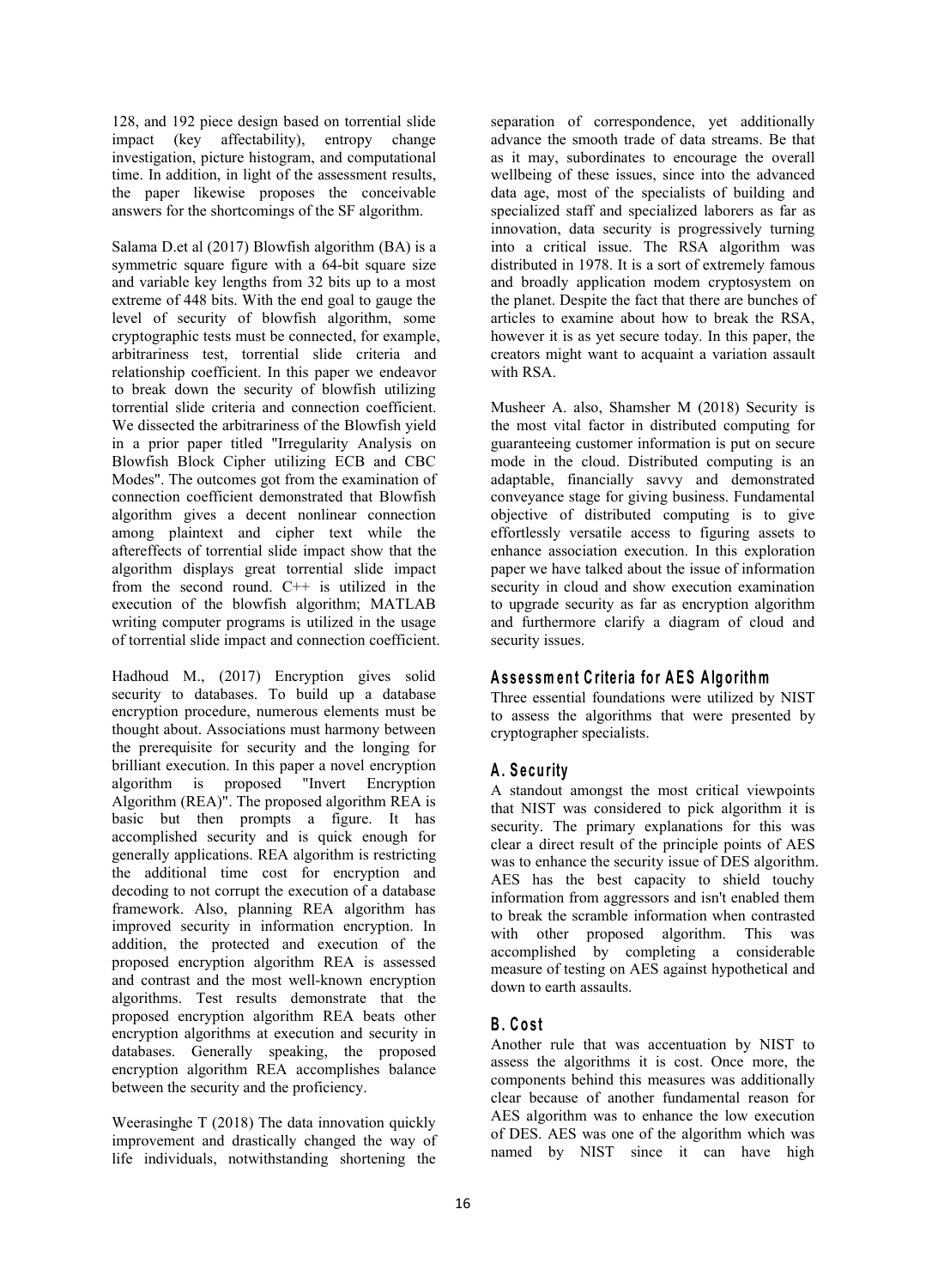128, and 192 piece design based on torrential slide impact (key affectability), entropy change investigation, picture histogram, and computational time. In addition, in light of the assessment results, the paper likewise proposes the conceivable answers for the shortcomings of the SF algorithm.

Salama D.et al (2017) Blowfish algorithm (BA) is a symmetric square figure with a 64-bit square size and variable key lengths from 32 bits up to a most extreme of 448 bits. With the end goal to gauge the level of security of blowfish algorithm, some cryptographic tests must be connected, for example, arbitrariness test, torrential slide criteria and relationship coefficient. In this paper we endeavor to break down the security of blowfish utilizing torrential slide criteria and connection coefficient. We dissected the arbitrariness of the Blowfish yield in a prior paper titled "Irregularity Analysis on Blowfish Block Cipher utilizing ECB and CBC Modes". The outcomes got from the examination of connection coefficient demonstrated that Blowfish algorithm gives a decent nonlinear connection among plaintext and cipher text while the aftereffects of torrential slide impact show that the algorithm displays great torrential slide impact from the second round. C++ is utilized in the execution of the blowfish algorithm; MATLAB writing computer programs is utilized in the usage of torrential slide impact and connection coefficient.

Hadhoud M., (2017) Encryption gives solid security to databases. To build up a database encryption procedure, numerous elements must be thought about. Associations must harmony between the prerequisite for security and the longing for brilliant execution. In this paper a novel encryption algorithm is proposed "Invert Encryption Algorithm (REA)". The proposed algorithm REA is basic but then prompts a figure. It has accomplished security and is quick enough for generally applications. REA algorithm is restricting the additional time cost for encryption and decoding to not corrupt the execution of a database framework. Also, planning REA algorithm has improved security in information encryption. In addition, the protected and execution of the proposed encryption algorithm REA is assessed and contrast and the most well-known encryption algorithms. Test results demonstrate that the proposed encryption algorithm REA beats other encryption algorithms at execution and security in databases. Generally speaking, the proposed encryption algorithm REA accomplishes balance between the security and the proficiency.

Weerasinghe T (2018) The data innovation quickly improvement and drastically changed the way of life individuals, notwithstanding shortening the separation of correspondence, yet additionally advance the smooth trade of data streams. Be that as it may, subordinates to encourage the overall wellbeing of these issues, since into the advanced data age, most of the specialists of building and specialized staff and specialized laborers as far as innovation, data security is progressively turning into a critical issue. The RSA algorithm was distributed in 1978. It is a sort of extremely famous and broadly application modem cryptosystem on the planet. Despite the fact that there are bunches of articles to examine about how to break the RSA, however it is as yet secure today. In this paper, the creators might want to acquaint a variation assault with RSA.

Musheer A. also, Shamsher M (2018) Security is the most vital factor in distributed computing for guaranteeing customer information is put on secure mode in the cloud. Distributed computing is an adaptable, financially savvy and demonstrated conveyance stage for giving business. Fundamental objective of distributed computing is to give effortlessly versatile access to figuring assets to enhance association execution. In this exploration paper we have talked about the issue of information security in cloud and show execution examination to upgrade security as far as encryption algorithm and furthermore clarify a diagram of cloud and security issues.

## Assessment Criteria for AES Algorithm

Three essential foundations were utilized by NIST to assess the algorithms that were presented by cryptographer specialists.

### A. Security

A standout amongst the most critical viewpoints that NIST was considered to pick algorithm it is security. The primary explanations for this was clear a direct result of the principle points of AES was to enhance the security issue of DES algorithm. AES has the best capacity to shield touchy information from aggressors and isn't enabled them to break the scramble information when contrasted with other proposed algorithm. This was accomplished by completing a considerable measure of testing on AES against hypothetical and down to earth assaults.

### B. Cost

Another rule that was accentuation by NIST to assess the algorithms it is cost. Once more, the components behind this measures was additionally clear because of another fundamental reason for AES algorithm was to enhance the low execution of DES. AES was one of the algorithm which was named by NIST since it can have high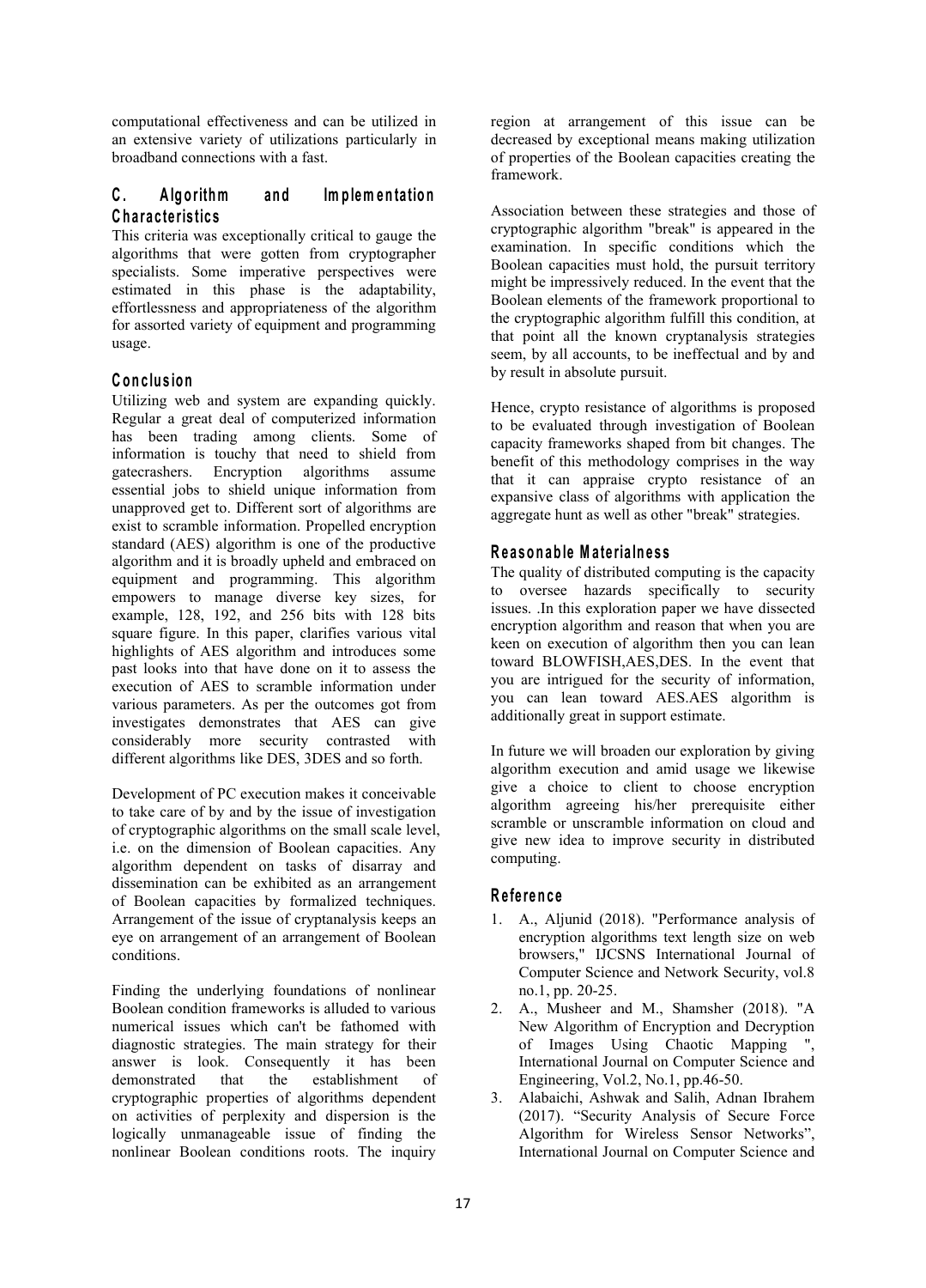computational effectiveness and can be utilized in an extensive variety of utilizations particularly in broadband connections with a fast.

### C. Algorithm and Implementation Characteristics

This criteria was exceptionally critical to gauge the algorithms that were gotten from cryptographer specialists. Some imperative perspectives were estimated in this phase is the adaptability, effortlessness and appropriateness of the algorithm for assorted variety of equipment and programming usage.

## Conclusion

Utilizing web and system are expanding quickly. Regular a great deal of computerized information has been trading among clients. Some of information is touchy that need to shield from gatecrashers. Encryption algorithms assume essential jobs to shield unique information from unapproved get to. Different sort of algorithms are exist to scramble information. Propelled encryption standard (AES) algorithm is one of the productive algorithm and it is broadly upheld and embraced on equipment and programming. This algorithm empowers to manage diverse key sizes, for example, 128, 192, and 256 bits with 128 bits square figure. In this paper, clarifies various vital highlights of AES algorithm and introduces some past looks into that have done on it to assess the execution of AES to scramble information under various parameters. As per the outcomes got from investigates demonstrates that AES can give considerably more security contrasted with different algorithms like DES, 3DES and so forth.

Development of PC execution makes it conceivable to take care of by and by the issue of investigation of cryptographic algorithms on the small scale level, i.e. on the dimension of Boolean capacities. Any algorithm dependent on tasks of disarray and dissemination can be exhibited as an arrangement of Boolean capacities by formalized techniques. Arrangement of the issue of cryptanalysis keeps an eye on arrangement of an arrangement of Boolean conditions.

Finding the underlying foundations of nonlinear Boolean condition frameworks is alluded to various numerical issues which can't be fathomed with diagnostic strategies. The main strategy for their answer is look. Consequently it has been demonstrated that the establishment of cryptographic properties of algorithms dependent on activities of perplexity and dispersion is the logically unmanageable issue of finding the nonlinear Boolean conditions roots. The inquiry region at arrangement of this issue can be decreased by exceptional means making utilization of properties of the Boolean capacities creating the framework.

Association between these strategies and those of cryptographic algorithm "break" is appeared in the examination. In specific conditions which the Boolean capacities must hold, the pursuit territory might be impressively reduced. In the event that the Boolean elements of the framework proportional to the cryptographic algorithm fulfill this condition, at that point all the known cryptanalysis strategies seem, by all accounts, to be ineffectual and by and by result in absolute pursuit.

Hence, crypto resistance of algorithms is proposed to be evaluated through investigation of Boolean capacity frameworks shaped from bit changes. The benefit of this methodology comprises in the way that it can appraise crypto resistance of an expansive class of algorithms with application the aggregate hunt as well as other "break" strategies.

## Reasonable Materialness

The quality of distributed computing is the capacity to oversee hazards specifically to security issues. .In this exploration paper we have dissected encryption algorithm and reason that when you are keen on execution of algorithm then you can lean toward BLOWFISH,AES,DES. In the event that you are intrigued for the security of information, you can lean toward AES.AES algorithm is additionally great in support estimate.

In future we will broaden our exploration by giving algorithm execution and amid usage we likewise give a choice to client to choose encryption algorithm agreeing his/her prerequisite either scramble or unscramble information on cloud and give new idea to improve security in distributed computing.

## Reference

1. A., Aljunid (2018). "Performance analysis of encryption algorithms text length size on web browsers," IJCSNS International Journal of Computer Science and Network Security, vol.8 no.1, pp. 20-25.
2. A., Musheer and M., Shamsher (2018). "A New Algorithm of Encryption and Decryption of Images Using Chaotic Mapping ", International Journal on Computer Science and Engineering, Vol.2, No.1, pp.46-50.
3. Alabaichi, Ashwak and Salih, Adnan Ibrahem (2017). “Security Analysis of Secure Force Algorithm for Wireless Sensor Networks”, International Journal on Computer Science and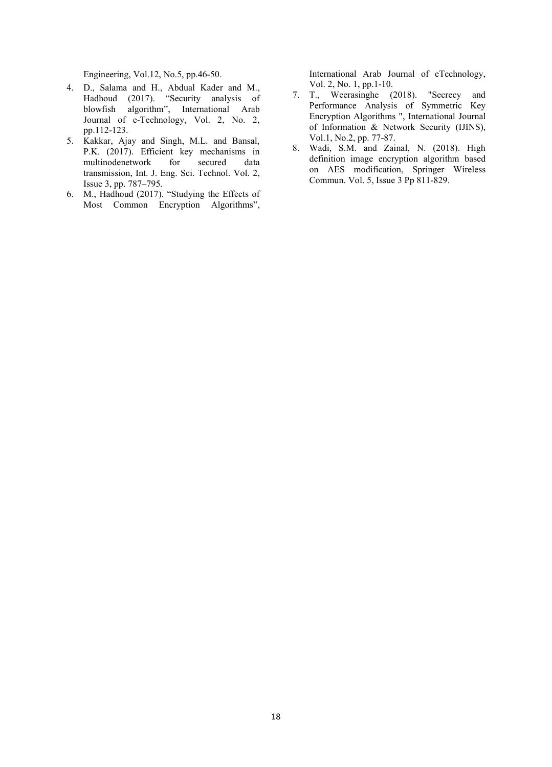Engineering, Vol.12, No.5, pp.46-50.

4. D., Salama and H., Abdual Kader and M., Hadhoud (2017). “Security analysis of blowfish algorithm”, International Arab Journal of e-Technology, Vol. 2, No. 2, pp.112-123.
5. Kakkar, Ajay and Singh, M.L. and Bansal, P.K. (2017). Efficient key mechanisms in multinodenetwork for secured data transmission, Int. J. Eng. Sci. Technol. Vol. 2, Issue 3, pp. 787–795.
6. M., Hadhoud (2017). “Studying the Effects of Most Common Encryption Algorithms”, International Arab Journal of eTechnology, Vol. 2, No. 1, pp.1-10.
7. T., Weerasinghe (2018). "Secrecy and Performance Analysis of Symmetric Key Encryption Algorithms ", International Journal of Information & Network Security (IJINS), Vol.1, No.2, pp. 77-87.
8. Wadi, S.M. and Zainal, N. (2018). High definition image encryption algorithm based on AES modification, Springer Wireless Commun. Vol. 5, Issue 3 Pp 811-829.